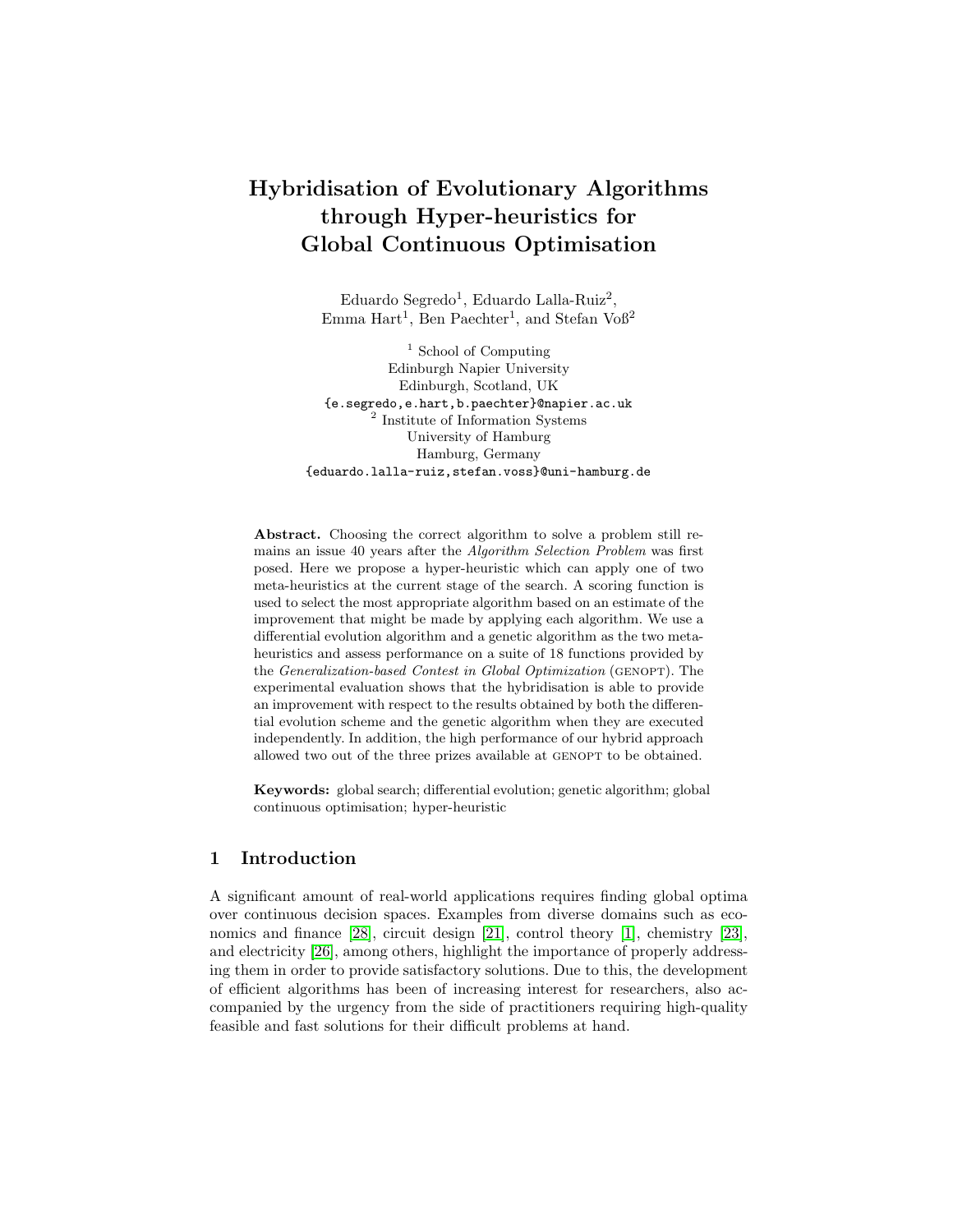# Hybridisation of Evolutionary Algorithms through Hyper-heuristics for Global Continuous Optimisation

Eduardo Segredo[1], Eduardo Lalla-Ruiz[2], Emma Hart[1], Ben Paechter[1], and Stefan Voß[2]

[1] School of Computing
Edinburgh Napier University
Edinburgh, Scotland, UK
{e.segredo,e.hart,b.paechter}@napier.ac.uk

[2] Institute of Information Systems
University of Hamburg
Hamburg, Germany
{eduardo.lalla-ruiz,stefan.voss}@uni-hamburg.de

**Abstract.** Choosing the correct algorithm to solve a problem still remains an issue 40 years after the *Algorithm Selection Problem* was first posed. Here we propose a hyper-heuristic which can apply one of two meta-heuristics at the current stage of the search. A scoring function is used to select the most appropriate algorithm based on an estimate of the improvement that might be made by applying each algorithm. We use a differential evolution algorithm and a genetic algorithm as the two meta-heuristics and assess performance on a suite of 18 functions provided by the *Generalization-based Contest in Global Optimization* (GENOPT). The experimental evaluation shows that the hybridisation is able to provide an improvement with respect to the results obtained by both the differential evolution scheme and the genetic algorithm when they are executed independently. In addition, the high performance of our hybrid approach allowed two out of the three prizes available at GENOPT to be obtained.

**Keywords:** global search; differential evolution; genetic algorithm; global continuous optimisation; hyper-heuristic

## 1 Introduction

A significant amount of real-world applications requires finding global optima over continuous decision spaces. Examples from diverse domains such as economics and finance [28], circuit design [21], control theory [1], chemistry [23], and electricity [26], among others, highlight the importance of properly addressing them in order to provide satisfactory solutions. Due to this, the development of efficient algorithms has been of increasing interest for researchers, also accompanied by the urgency from the side of practitioners requiring high-quality feasible and fast solutions for their difficult problems at hand.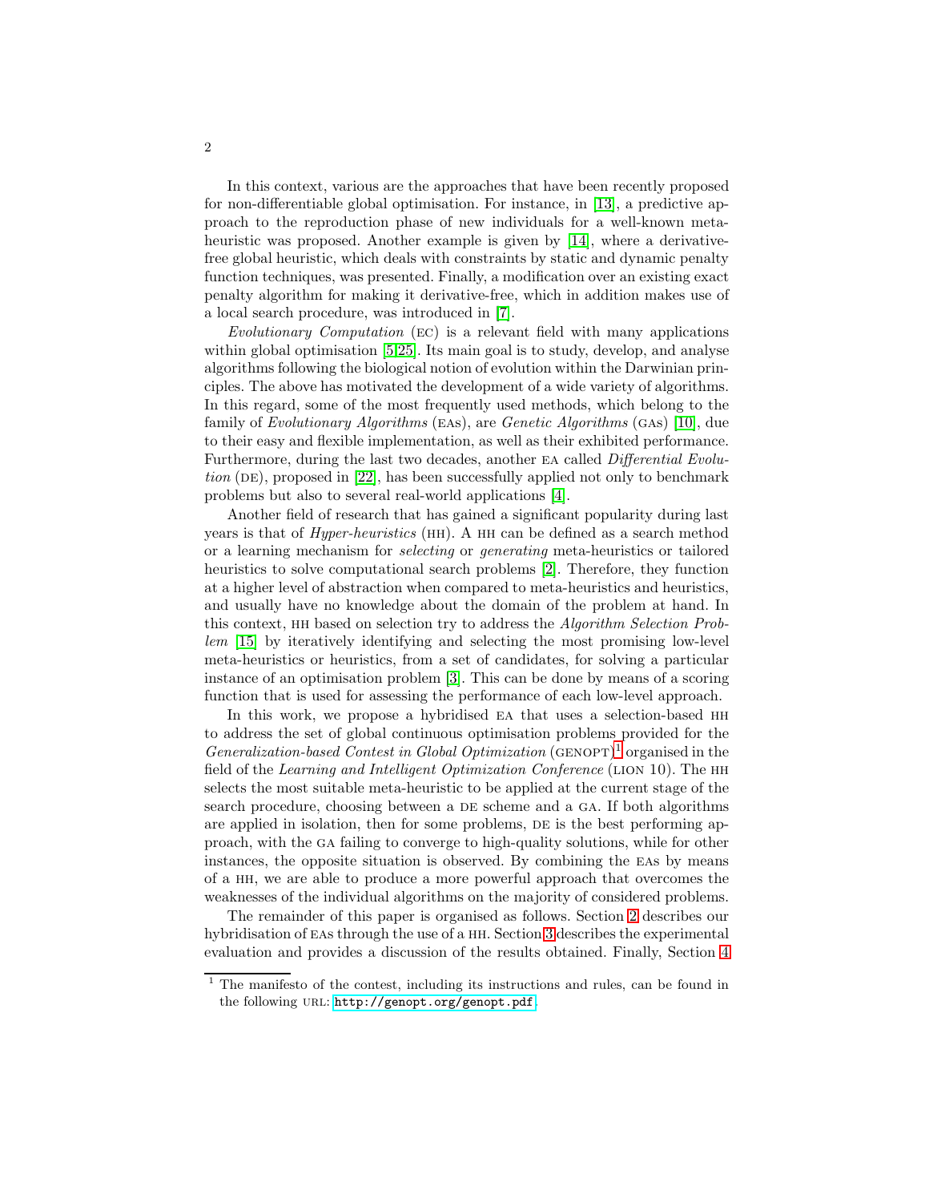In this context, various are the approaches that have been recently proposed for non-differentiable global optimisation. For instance, in [13], a predictive approach to the reproduction phase of new individuals for a well-known meta-heuristic was proposed. Another example is given by [14], where a derivative-free global heuristic, which deals with constraints by static and dynamic penalty function techniques, was presented. Finally, a modification over an existing exact penalty algorithm for making it derivative-free, which in addition makes use of a local search procedure, was introduced in [7].

*Evolutionary Computation* (EC) is a relevant field with many applications within global optimisation [5,25]. Its main goal is to study, develop, and analyse algorithms following the biological notion of evolution within the Darwinian principles. The above has motivated the development of a wide variety of algorithms. In this regard, some of the most frequently used methods, which belong to the family of *Evolutionary Algorithms* (EAs), are *Genetic Algorithms* (GAs) [10], due to their easy and flexible implementation, as well as their exhibited performance. Furthermore, during the last two decades, another EA called *Differential Evolution* (DE), proposed in [22], has been successfully applied not only to benchmark problems but also to several real-world applications [4].

Another field of research that has gained a significant popularity during last years is that of *Hyper-heuristics* (HH). A HH can be defined as a search method or a learning mechanism for *selecting* or *generating* meta-heuristics or tailored heuristics to solve computational search problems [2]. Therefore, they function at a higher level of abstraction when compared to meta-heuristics and heuristics, and usually have no knowledge about the domain of the problem at hand. In this context, HH based on selection try to address the *Algorithm Selection Problem* [15] by iteratively identifying and selecting the most promising low-level meta-heuristics or heuristics, from a set of candidates, for solving a particular instance of an optimisation problem [3]. This can be done by means of a scoring function that is used for assessing the performance of each low-level approach.

In this work, we propose a hybridised EA that uses a selection-based HH to address the set of global continuous optimisation problems provided for the *Generalization-based Contest in Global Optimization* (GENOPT)[1] organised in the field of the *Learning and Intelligent Optimization Conference* (LION 10). The HH selects the most suitable meta-heuristic to be applied at the current stage of the search procedure, choosing between a DE scheme and a GA. If both algorithms are applied in isolation, then for some problems, DE is the best performing approach, with the GA failing to converge to high-quality solutions, while for other instances, the opposite situation is observed. By combining the EAs by means of a HH, we are able to produce a more powerful approach that overcomes the weaknesses of the individual algorithms on the majority of considered problems.

The remainder of this paper is organised as follows. Section 2 describes our hybridisation of EAs through the use of a HH. Section 3 describes the experimental evaluation and provides a discussion of the results obtained. Finally, Section 4

[1] The manifesto of the contest, including its instructions and rules, can be found in the following URL: http://genopt.org/genopt.pdf.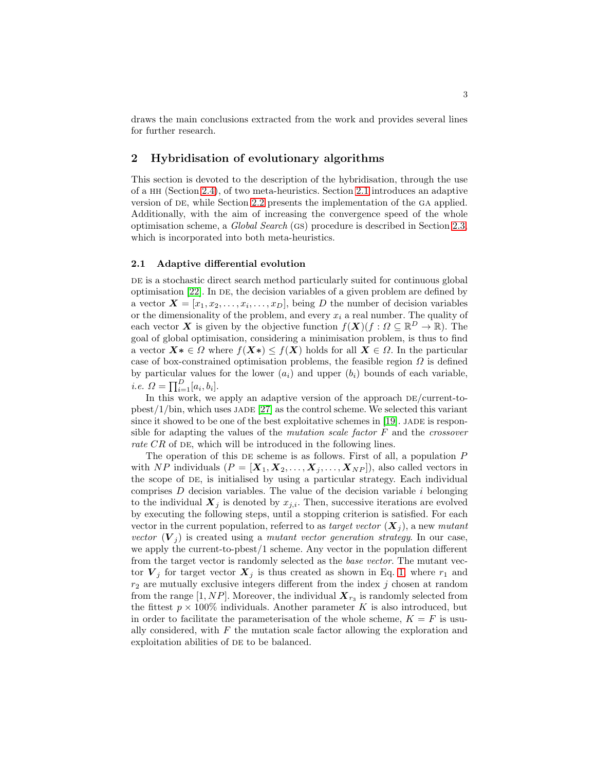draws the main conclusions extracted from the work and provides several lines for further research.

## 2 Hybridisation of evolutionary algorithms

This section is devoted to the description of the hybridisation, through the use of a HH (Section 2.4), of two meta-heuristics. Section 2.1 introduces an adaptive version of DE, while Section 2.2 presents the implementation of the GA applied. Additionally, with the aim of increasing the convergence speed of the whole optimisation scheme, a *Global Search* (GS) procedure is described in Section 2.3, which is incorporated into both meta-heuristics.

### 2.1 Adaptive differential evolution

DE is a stochastic direct search method particularly suited for continuous global optimisation [22]. In DE, the decision variables of a given problem are defined by a vector $\boldsymbol{X} = [x_1, x_2, \ldots, x_i, \ldots, x_D]$, being $D$ the number of decision variables or the dimensionality of the problem, and every $x_i$ a real number. The quality of each vector $\boldsymbol{X}$ is given by the objective function $f(\boldsymbol{X}) (f : \Omega \subseteq \mathbb{R}^D \rightarrow \mathbb{R})$. The goal of global optimisation, considering a minimisation problem, is thus to find a vector $\boldsymbol{X}* \in \Omega$ where $f(\boldsymbol{X}*) \leq f(\boldsymbol{X})$ holds for all $\boldsymbol{X} \in \Omega$. In the particular case of box-constrained optimisation problems, the feasible region $\Omega$ is defined by particular values for the lower $(a_i)$ and upper $(b_i)$ bounds of each variable, *i.e.* $\Omega = \prod_{i=1}^{D} [a_i, b_i]$.

In this work, we apply an adaptive version of the approach DE/current-to-pbest/1/bin, which uses JADE [27] as the control scheme. We selected this variant since it showed to be one of the best exploitative schemes in [19]. JADE is responsible for adapting the values of the *mutation scale factor* $F$ and the *crossover rate* $CR$ of DE, which will be introduced in the following lines.

The operation of this DE scheme is as follows. First of all, a population $P$ with $NP$ individuals $(P = [\boldsymbol{X}_1, \boldsymbol{X}_2, \ldots, \boldsymbol{X}_j, \ldots, \boldsymbol{X}_{NP}])$, also called vectors in the scope of DE, is initialised by using a particular strategy. Each individual comprises $D$ decision variables. The value of the decision variable $i$ belonging to the individual $\boldsymbol{X}_j$ is denoted by $x_{j,i}$. Then, successive iterations are evolved by executing the following steps, until a stopping criterion is satisfied. For each vector in the current population, referred to as *target vector* $(\boldsymbol{X}_j)$, a new *mutant vector* $(\boldsymbol{V}_j)$ is created using a *mutant vector generation strategy*. In our case, we apply the current-to-pbest/1 scheme. Any vector in the population different from the target vector is randomly selected as the *base vector*. The mutant vector $\boldsymbol{V}_j$ for target vector $\boldsymbol{X}_j$ is thus created as shown in Eq. 1, where $r_1$ and $r_2$ are mutually exclusive integers different from the index $j$ chosen at random from the range $[1, NP]$. Moreover, the individual $\boldsymbol{X}_{r_3}$ is randomly selected from the fittest $p \times 100\%$ individuals. Another parameter $K$ is also introduced, but in order to facilitate the parameterisation of the whole scheme, $K = F$ is usually considered, with $F$ the mutation scale factor allowing the exploration and exploitation abilities of DE to be balanced.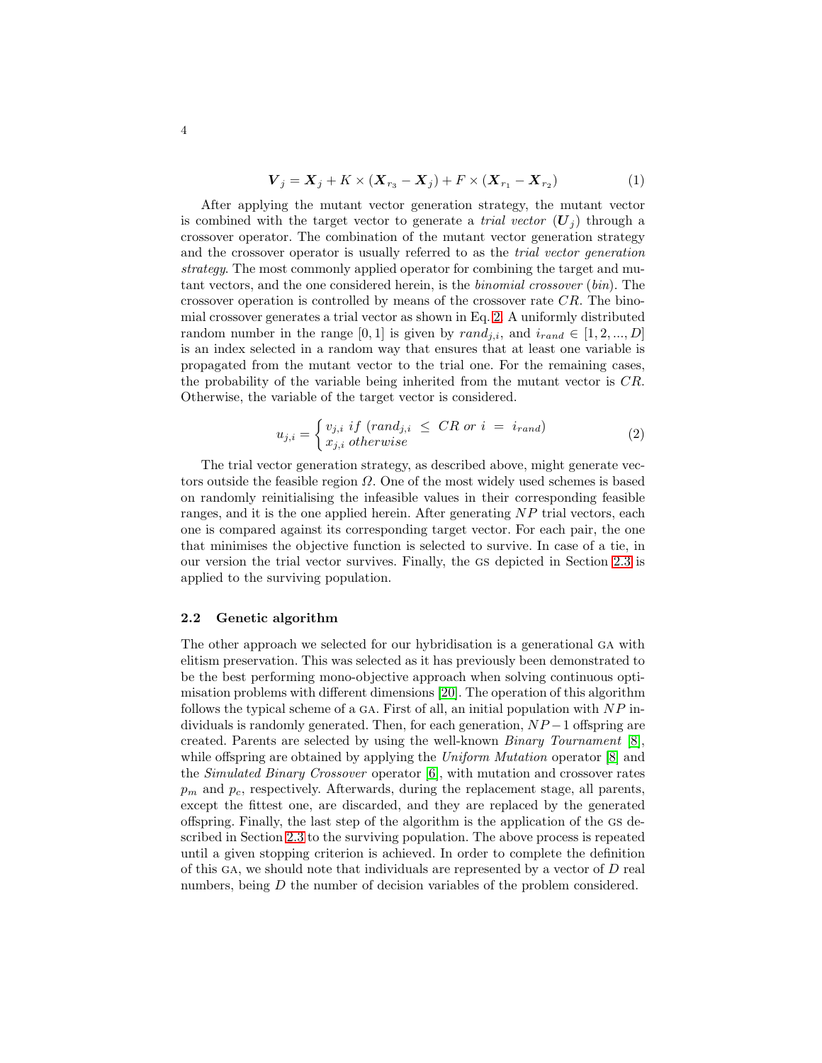$$\boldsymbol{V}_j = \boldsymbol{X}_j + K \times (\boldsymbol{X}_{r_3} - \boldsymbol{X}_j) + F \times (\boldsymbol{X}_{r_1} - \boldsymbol{X}_{r_2}) \tag{1}$$

After applying the mutant vector generation strategy, the mutant vector is combined with the target vector to generate a *trial vector* ($\boldsymbol{U}_j$) through a crossover operator. The combination of the mutant vector generation strategy and the crossover operator is usually referred to as the *trial vector generation strategy*. The most commonly applied operator for combining the target and mutant vectors, and the one considered herein, is the *binomial crossover* (*bin*). The crossover operation is controlled by means of the crossover rate $CR$. The binomial crossover generates a trial vector as shown in Eq. 2. A uniformly distributed random number in the range $[0, 1]$ is given by $rand_{j,i}$, and $i_{rand} \in [1, 2, ..., D]$ is an index selected in a random way that ensures that at least one variable is propagated from the mutant vector to the trial one. For the remaining cases, the probability of the variable being inherited from the mutant vector is $CR$. Otherwise, the variable of the target vector is considered.

$$u_{j,i} = \begin{cases} v_{j,i} \; if \; (rand_{j,i} \; \leq \; CR \; or \; i \; = \; i_{rand}) \\ x_{j,i} \; otherwise \end{cases} \tag{2}$$

The trial vector generation strategy, as described above, might generate vectors outside the feasible region $\Omega$. One of the most widely used schemes is based on randomly reinitialising the infeasible values in their corresponding feasible ranges, and it is the one applied herein. After generating $NP$ trial vectors, each one is compared against its corresponding target vector. For each pair, the one that minimises the objective function is selected to survive. In case of a tie, in our version the trial vector survives. Finally, the GS depicted in Section 2.3 is applied to the surviving population.

### 2.2 Genetic algorithm

The other approach we selected for our hybridisation is a generational GA with elitism preservation. This was selected as it has previously been demonstrated to be the best performing mono-objective approach when solving continuous optimisation problems with different dimensions [20]. The operation of this algorithm follows the typical scheme of a GA. First of all, an initial population with $NP$ individuals is randomly generated. Then, for each generation, $NP-1$ offspring are created. Parents are selected by using the well-known *Binary Tournament* [8], while offspring are obtained by applying the *Uniform Mutation* operator [8] and the *Simulated Binary Crossover* operator [6], with mutation and crossover rates $p_m$ and $p_c$, respectively. Afterwards, during the replacement stage, all parents, except the fittest one, are discarded, and they are replaced by the generated offspring. Finally, the last step of the algorithm is the application of the GS described in Section 2.3 to the surviving population. The above process is repeated until a given stopping criterion is achieved. In order to complete the definition of this GA, we should note that individuals are represented by a vector of $D$ real numbers, being $D$ the number of decision variables of the problem considered.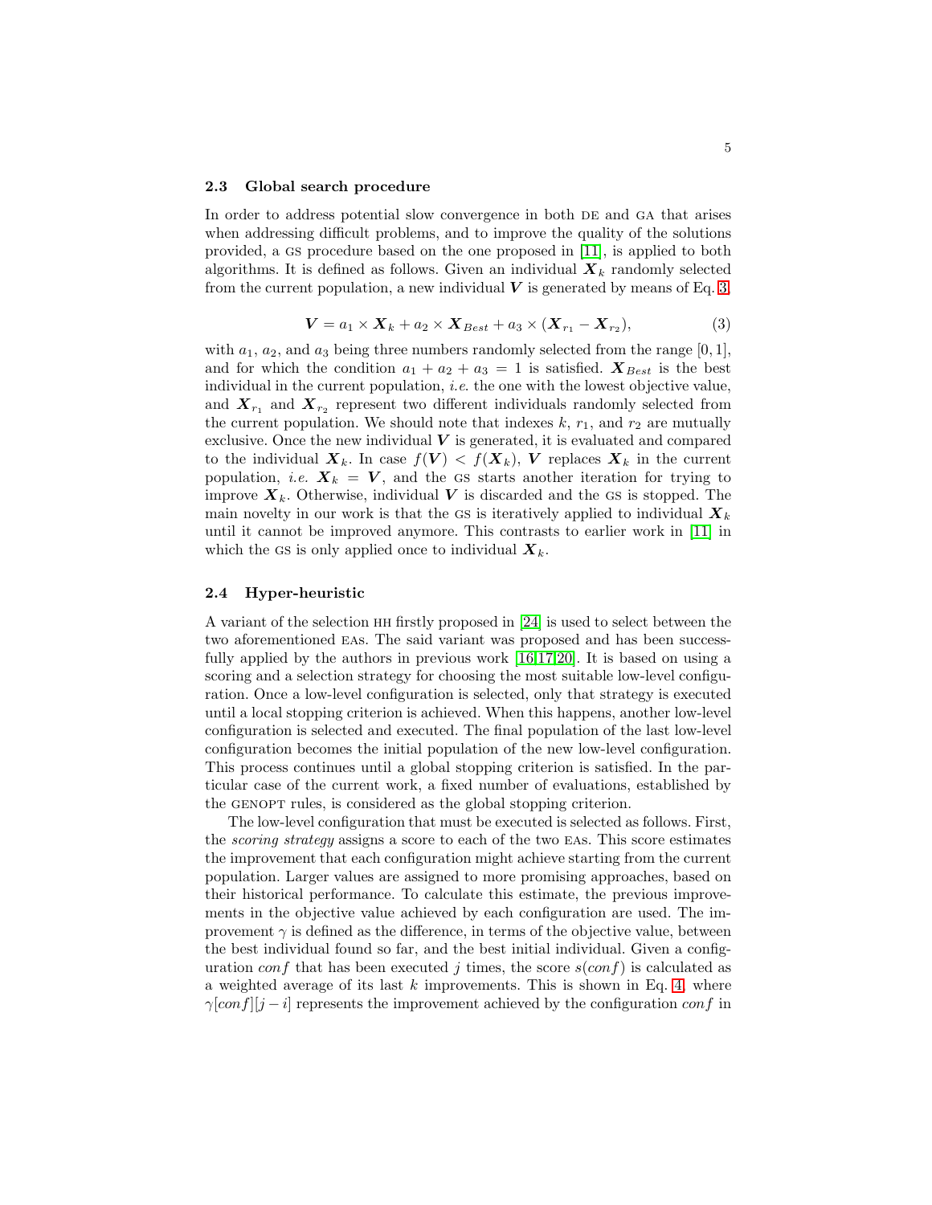### 2.3 Global search procedure

In order to address potential slow convergence in both DE and GA that arises when addressing difficult problems, and to improve the quality of the solutions provided, a GS procedure based on the one proposed in [11], is applied to both algorithms. It is defined as follows. Given an individual $\boldsymbol{X}_k$ randomly selected from the current population, a new individual $\boldsymbol{V}$ is generated by means of Eq. 3.

$$\boldsymbol{V} = a_1 \times \boldsymbol{X}_k + a_2 \times \boldsymbol{X}_{Best} + a_3 \times (\boldsymbol{X}_{r_1} - \boldsymbol{X}_{r_2}), \tag{3}$$

with $a_1$, $a_2$, and $a_3$ being three numbers randomly selected from the range $[0, 1]$, and for which the condition $a_1 + a_2 + a_3 = 1$ is satisfied. $\boldsymbol{X}_{Best}$ is the best individual in the current population, *i.e.* the one with the lowest objective value, and $\boldsymbol{X}_{r_1}$ and $\boldsymbol{X}_{r_2}$ represent two different individuals randomly selected from the current population. We should note that indexes $k$, $r_1$, and $r_2$ are mutually exclusive. Once the new individual $\boldsymbol{V}$ is generated, it is evaluated and compared to the individual $\boldsymbol{X}_k$. In case $f(\boldsymbol{V}) < f(\boldsymbol{X}_k)$, $\boldsymbol{V}$ replaces $\boldsymbol{X}_k$ in the current population, *i.e.* $\boldsymbol{X}_k = \boldsymbol{V}$, and the GS starts another iteration for trying to improve $\boldsymbol{X}_k$. Otherwise, individual $\boldsymbol{V}$ is discarded and the GS is stopped. The main novelty in our work is that the GS is iteratively applied to individual $\boldsymbol{X}_k$ until it cannot be improved anymore. This contrasts to earlier work in [11] in which the GS is only applied once to individual $\boldsymbol{X}_k$.

### 2.4 Hyper-heuristic

A variant of the selection HH firstly proposed in [24] is used to select between the two aforementioned EAs. The said variant was proposed and has been successfully applied by the authors in previous work [16,17,20]. It is based on using a scoring and a selection strategy for choosing the most suitable low-level configuration. Once a low-level configuration is selected, only that strategy is executed until a local stopping criterion is achieved. When this happens, another low-level configuration is selected and executed. The final population of the last low-level configuration becomes the initial population of the new low-level configuration. This process continues until a global stopping criterion is satisfied. In the particular case of the current work, a fixed number of evaluations, established by the GENOPT rules, is considered as the global stopping criterion.

The low-level configuration that must be executed is selected as follows. First, the *scoring strategy* assigns a score to each of the two EAs. This score estimates the improvement that each configuration might achieve starting from the current population. Larger values are assigned to more promising approaches, based on their historical performance. To calculate this estimate, the previous improvements in the objective value achieved by each configuration are used. The improvement $\gamma$ is defined as the difference, in terms of the objective value, between the best individual found so far, and the best initial individual. Given a configuration $conf$ that has been executed $j$ times, the score $s(conf)$ is calculated as a weighted average of its last $k$ improvements. This is shown in Eq. 4, where $\gamma[conf][j-i]$ represents the improvement achieved by the configuration $conf$ in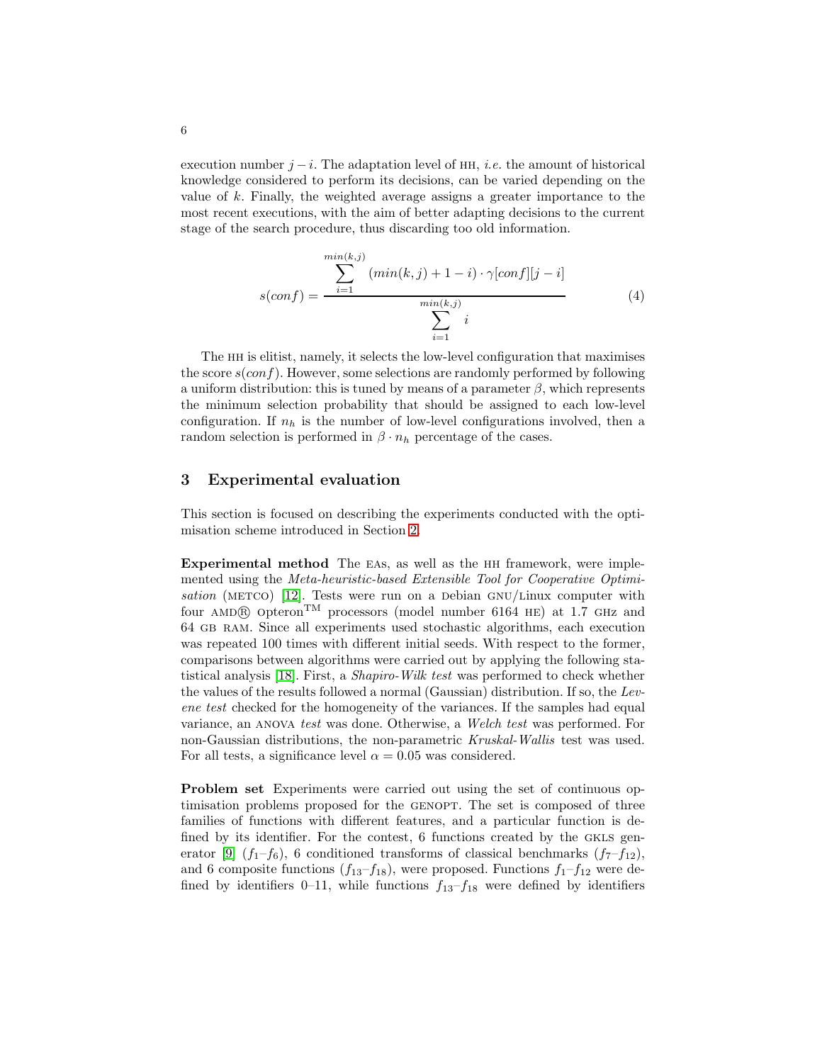execution number $j - i$. The adaptation level of HH, *i.e.* the amount of historical knowledge considered to perform its decisions, can be varied depending on the value of $k$. Finally, the weighted average assigns a greater importance to the most recent executions, with the aim of better adapting decisions to the current stage of the search procedure, thus discarding too old information.

$$s(conf) = \frac{\sum_{i=1}^{min(k,j)} (min(k,j) + 1 - i) \cdot \gamma[conf][j-i]}{\sum_{i=1}^{min(k,j)} i} \tag{4}$$

The HH is elitist, namely, it selects the low-level configuration that maximises the score $s(conf)$. However, some selections are randomly performed by following a uniform distribution: this is tuned by means of a parameter $\beta$, which represents the minimum selection probability that should be assigned to each low-level configuration. If $n_h$ is the number of low-level configurations involved, then a random selection is performed in $\beta \cdot n_h$ percentage of the cases.

## 3 Experimental evaluation

This section is focused on describing the experiments conducted with the optimisation scheme introduced in Section 2.

**Experimental method** The EAs, as well as the HH framework, were implemented using the *Meta-heuristic-based Extensible Tool for Cooperative Optimisation* (METCO) [12]. Tests were run on a Debian GNU/Linux computer with four AMD® Opteron™ processors (model number 6164 HE) at 1.7 GHz and 64 GB RAM. Since all experiments used stochastic algorithms, each execution was repeated 100 times with different initial seeds. With respect to the former, comparisons between algorithms were carried out by applying the following statistical analysis [18]. First, a *Shapiro-Wilk test* was performed to check whether the values of the results followed a normal (Gaussian) distribution. If so, the *Levene test* checked for the homogeneity of the variances. If the samples had equal variance, an ANOVA *test* was done. Otherwise, a *Welch test* was performed. For non-Gaussian distributions, the non-parametric *Kruskal-Wallis* test was used. For all tests, a significance level $\alpha = 0.05$ was considered.

**Problem set** Experiments were carried out using the set of continuous optimisation problems proposed for the GENOPT. The set is composed of three families of functions with different features, and a particular function is defined by its identifier. For the contest, 6 functions created by the GKLS generator [9] ($f_1$–$f_6$), 6 conditioned transforms of classical benchmarks ($f_7$–$f_{12}$), and 6 composite functions ($f_{13}$–$f_{18}$), were proposed. Functions $f_1$–$f_{12}$ were defined by identifiers 0–11, while functions $f_{13}$–$f_{18}$ were defined by identifiers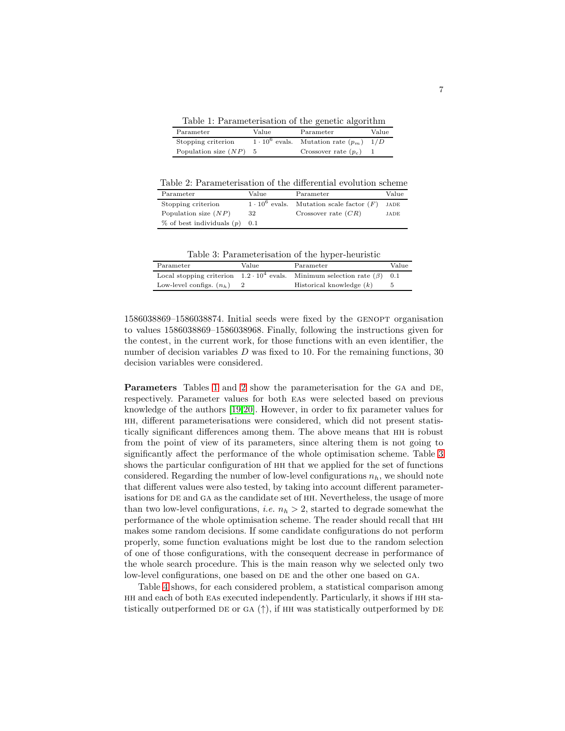Table 1: Parameterisation of the genetic algorithm

| Parameter | Value | Parameter | Value |
|---|---|---|---|
| Stopping criterion | $1 \cdot 10^6$ evals. | Mutation rate ($p_m$) | $1/D$ |
| Population size ($NP$) | 5 | Crossover rate ($p_c$) | 1 |

Table 2: Parameterisation of the differential evolution scheme

| Parameter | Value | Parameter | Value |
|---|---|---|---|
| Stopping criterion | $1 \cdot 10^6$ evals. | Mutation scale factor ($F$) | JADE |
| Population size ($NP$) | 32 | Crossover rate ($CR$) | JADE |
| % of best individuals ($p$) | 0.1 | | |

Table 3: Parameterisation of the hyper-heuristic

| Parameter | Value | Parameter | Value |
|---|---|---|---|
| Local stopping criterion | $1.2 \cdot 10^4$ evals. | Minimum selection rate ($\beta$) | 0.1 |
| Low-level configs. ($n_h$) | 2 | Historical knowledge ($k$) | 5 |

1586038869–1586038874. Initial seeds were fixed by the GENOPT organisation to values 1586038869–1586038968. Finally, following the instructions given for the contest, in the current work, for those functions with an even identifier, the number of decision variables $D$ was fixed to 10. For the remaining functions, 30 decision variables were considered.

**Parameters** Tables 1 and 2 show the parameterisation for the GA and DE, respectively. Parameter values for both EAs were selected based on previous knowledge of the authors [19,20]. However, in order to fix parameter values for HH, different parameterisations were considered, which did not present statistically significant differences among them. The above means that HH is robust from the point of view of its parameters, since altering them is not going to significantly affect the performance of the whole optimisation scheme. Table 3 shows the particular configuration of HH that we applied for the set of functions considered. Regarding the number of low-level configurations $n_h$, we should note that different values were also tested, by taking into account different parameterisations for DE and GA as the candidate set of HH. Nevertheless, the usage of more than two low-level configurations, *i.e.* $n_h > 2$, started to degrade somewhat the performance of the whole optimisation scheme. The reader should recall that HH makes some random decisions. If some candidate configurations do not perform properly, some function evaluations might be lost due to the random selection of one of those configurations, with the consequent decrease in performance of the whole search procedure. This is the main reason why we selected only two low-level configurations, one based on DE and the other one based on GA.

Table 4 shows, for each considered problem, a statistical comparison among HH and each of both EAs executed independently. Particularly, it shows if HH statistically outperformed DE or GA (↑), if HH was statistically outperformed by DE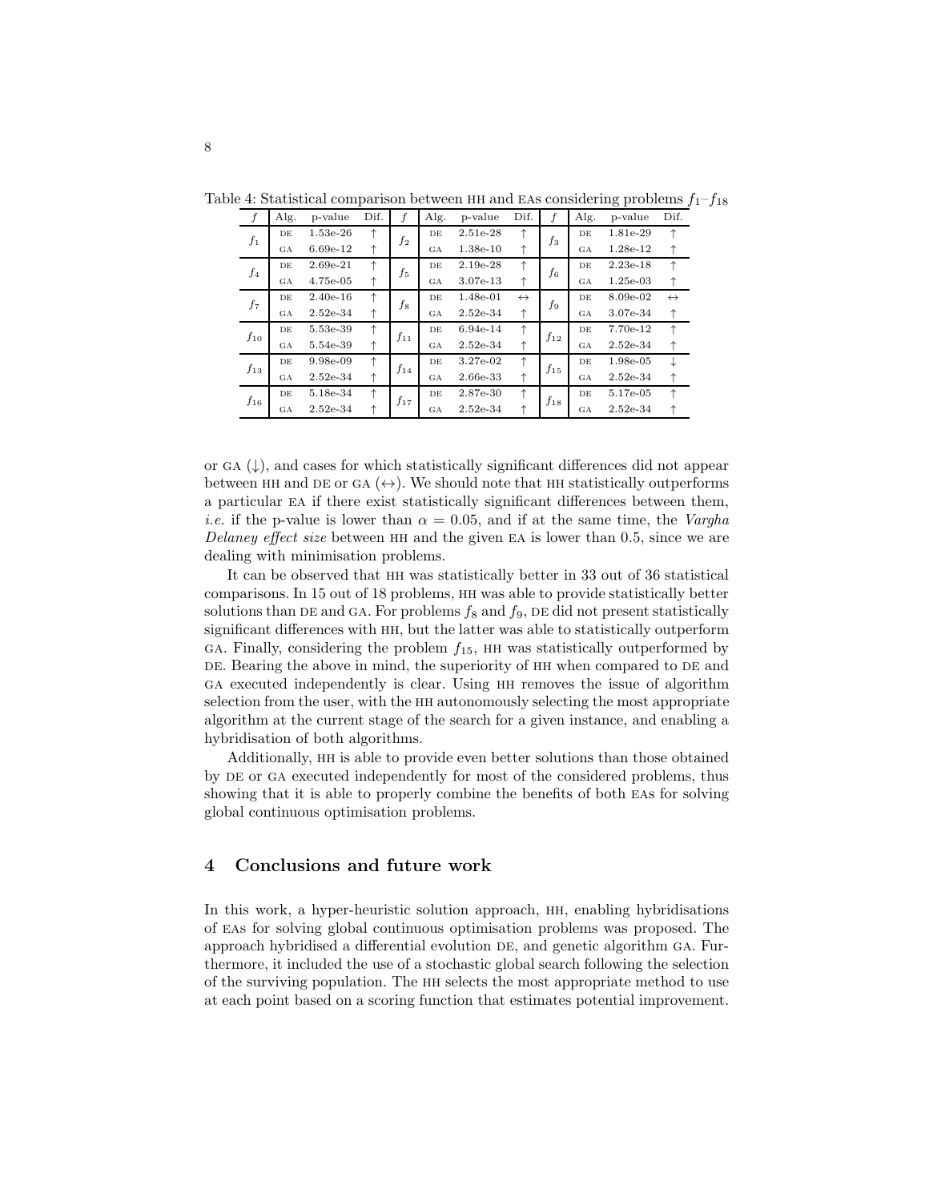Table 4: Statistical comparison between HH and EAs considering problems $f_1$–$f_{18}$

| $f$ | Alg. | p-value | Dif. | $f$ | Alg. | p-value | Dif. | $f$ | Alg. | p-value | Dif. |
|---|---|---|---|---|---|---|---|---|---|---|---|
| $f_1$ | DE | 1.53e-26 | ↑ | $f_2$ | DE | 2.51e-28 | ↑ | $f_3$ | DE | 1.81e-29 | ↑ |
| | GA | 6.69e-12 | ↑ | | GA | 1.38e-10 | ↑ | | GA | 1.28e-12 | ↑ |
| $f_4$ | DE | 2.69e-21 | ↑ | $f_5$ | DE | 2.19e-28 | ↑ | $f_6$ | DE | 2.23e-18 | ↑ |
| | GA | 4.75e-05 | ↑ | | GA | 3.07e-13 | ↑ | | GA | 1.25e-03 | ↑ |
| $f_7$ | DE | 2.40e-16 | ↑ | $f_8$ | DE | 1.48e-01 | ↔ | $f_9$ | DE | 8.09e-02 | ↔ |
| | GA | 2.52e-34 | ↑ | | GA | 2.52e-34 | ↑ | | GA | 3.07e-34 | ↑ |
| $f_{10}$ | DE | 5.53e-39 | ↑ | $f_{11}$ | DE | 6.94e-14 | ↑ | $f_{12}$ | DE | 7.70e-12 | ↑ |
| | GA | 5.54e-39 | ↑ | | GA | 2.52e-34 | ↑ | | GA | 2.52e-34 | ↑ |
| $f_{13}$ | DE | 9.98e-09 | ↑ | $f_{14}$ | DE | 3.27e-02 | ↑ | $f_{15}$ | DE | 1.98e-05 | ↓ |
| | GA | 2.52e-34 | ↑ | | GA | 2.66e-33 | ↑ | | GA | 2.52e-34 | ↑ |
| $f_{16}$ | DE | 5.18e-34 | ↑ | $f_{17}$ | DE | 2.87e-30 | ↑ | $f_{18}$ | DE | 5.17e-05 | ↑ |
| | GA | 2.52e-34 | ↑ | | GA | 2.52e-34 | ↑ | | GA | 2.52e-34 | ↑ |

or GA (↓), and cases for which statistically significant differences did not appear between HH and DE or GA (↔). We should note that HH statistically outperforms a particular EA if there exist statistically significant differences between them, *i.e.* if the p-value is lower than $\alpha = 0.05$, and if at the same time, the *Vargha Delaney effect size* between HH and the given EA is lower than 0.5, since we are dealing with minimisation problems.

It can be observed that HH was statistically better in 33 out of 36 statistical comparisons. In 15 out of 18 problems, HH was able to provide statistically better solutions than DE and GA. For problems $f_8$ and $f_9$, DE did not present statistically significant differences with HH, but the latter was able to statistically outperform GA. Finally, considering the problem $f_{15}$, HH was statistically outperformed by DE. Bearing the above in mind, the superiority of HH when compared to DE and GA executed independently is clear. Using HH removes the issue of algorithm selection from the user, with the HH autonomously selecting the most appropriate algorithm at the current stage of the search for a given instance, and enabling a hybridisation of both algorithms.

Additionally, HH is able to provide even better solutions than those obtained by DE or GA executed independently for most of the considered problems, thus showing that it is able to properly combine the benefits of both EAs for solving global continuous optimisation problems.

## 4 Conclusions and future work

In this work, a hyper-heuristic solution approach, HH, enabling hybridisations of EAs for solving global continuous optimisation problems was proposed. The approach hybridised a differential evolution DE, and genetic algorithm GA. Furthermore, it included the use of a stochastic global search following the selection of the surviving population. The HH selects the most appropriate method to use at each point based on a scoring function that estimates potential improvement.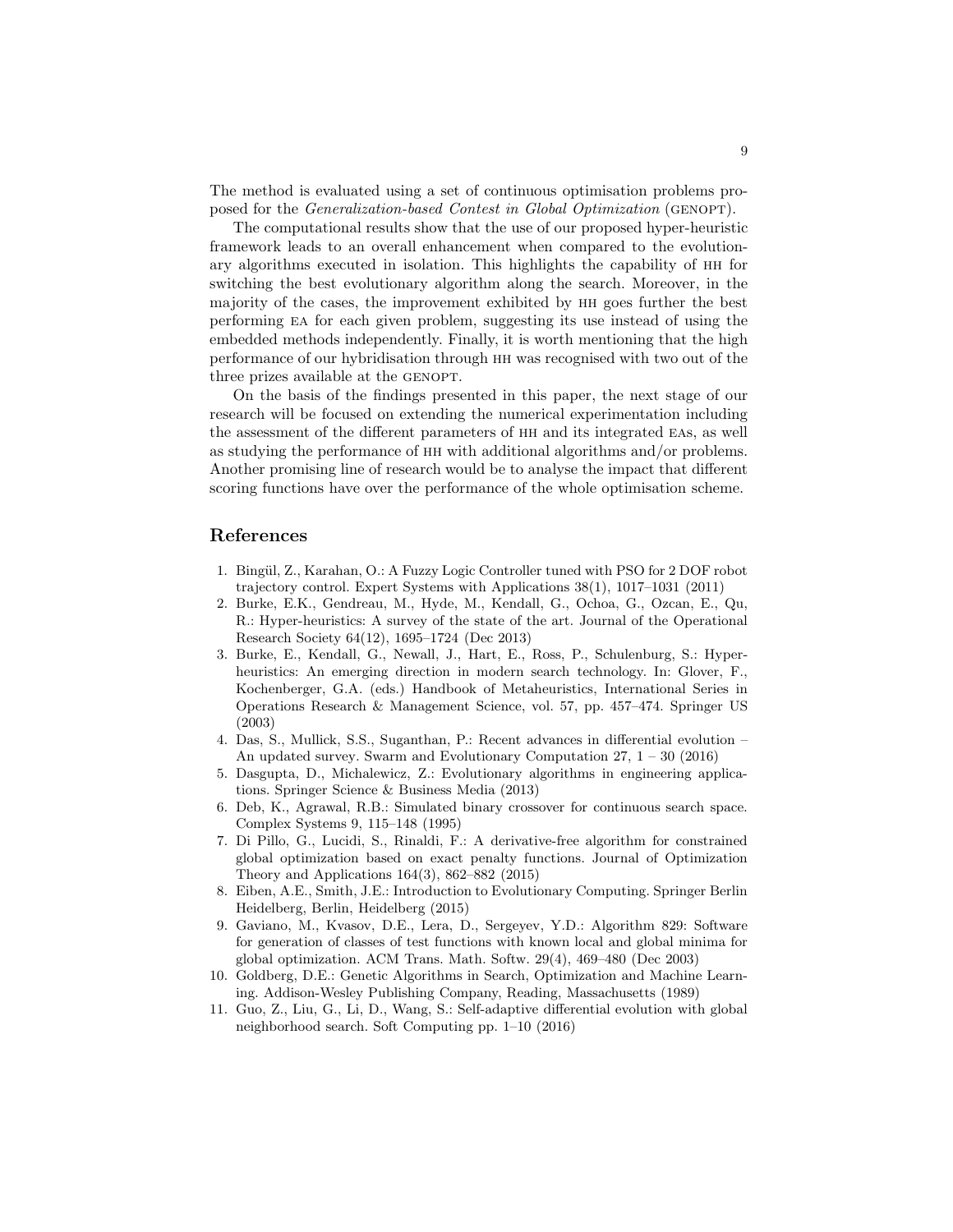The method is evaluated using a set of continuous optimisation problems proposed for the *Generalization-based Contest in Global Optimization* (GENOPT).

The computational results show that the use of our proposed hyper-heuristic framework leads to an overall enhancement when compared to the evolutionary algorithms executed in isolation. This highlights the capability of HH for switching the best evolutionary algorithm along the search. Moreover, in the majority of the cases, the improvement exhibited by HH goes further the best performing EA for each given problem, suggesting its use instead of using the embedded methods independently. Finally, it is worth mentioning that the high performance of our hybridisation through HH was recognised with two out of the three prizes available at the GENOPT.

On the basis of the findings presented in this paper, the next stage of our research will be focused on extending the numerical experimentation including the assessment of the different parameters of HH and its integrated EAs, as well as studying the performance of HH with additional algorithms and/or problems. Another promising line of research would be to analyse the impact that different scoring functions have over the performance of the whole optimisation scheme.

## References

1. Bingül, Z., Karahan, O.: A Fuzzy Logic Controller tuned with PSO for 2 DOF robot trajectory control. Expert Systems with Applications 38(1), 1017–1031 (2011)
2. Burke, E.K., Gendreau, M., Hyde, M., Kendall, G., Ochoa, G., Ozcan, E., Qu, R.: Hyper-heuristics: A survey of the state of the art. Journal of the Operational Research Society 64(12), 1695–1724 (Dec 2013)
3. Burke, E., Kendall, G., Newall, J., Hart, E., Ross, P., Schulenburg, S.: Hyper-heuristics: An emerging direction in modern search technology. In: Glover, F., Kochenberger, G.A. (eds.) Handbook of Metaheuristics, International Series in Operations Research & Management Science, vol. 57, pp. 457–474. Springer US (2003)
4. Das, S., Mullick, S.S., Suganthan, P.: Recent advances in differential evolution – An updated survey. Swarm and Evolutionary Computation 27, 1 – 30 (2016)
5. Dasgupta, D., Michalewicz, Z.: Evolutionary algorithms in engineering applications. Springer Science & Business Media (2013)
6. Deb, K., Agrawal, R.B.: Simulated binary crossover for continuous search space. Complex Systems 9, 115–148 (1995)
7. Di Pillo, G., Lucidi, S., Rinaldi, F.: A derivative-free algorithm for constrained global optimization based on exact penalty functions. Journal of Optimization Theory and Applications 164(3), 862–882 (2015)
8. Eiben, A.E., Smith, J.E.: Introduction to Evolutionary Computing. Springer Berlin Heidelberg, Berlin, Heidelberg (2015)
9. Gaviano, M., Kvasov, D.E., Lera, D., Sergeyev, Y.D.: Algorithm 829: Software for generation of classes of test functions with known local and global minima for global optimization. ACM Trans. Math. Softw. 29(4), 469–480 (Dec 2003)
10. Goldberg, D.E.: Genetic Algorithms in Search, Optimization and Machine Learning. Addison-Wesley Publishing Company, Reading, Massachusetts (1989)
11. Guo, Z., Liu, G., Li, D., Wang, S.: Self-adaptive differential evolution with global neighborhood search. Soft Computing pp. 1–10 (2016)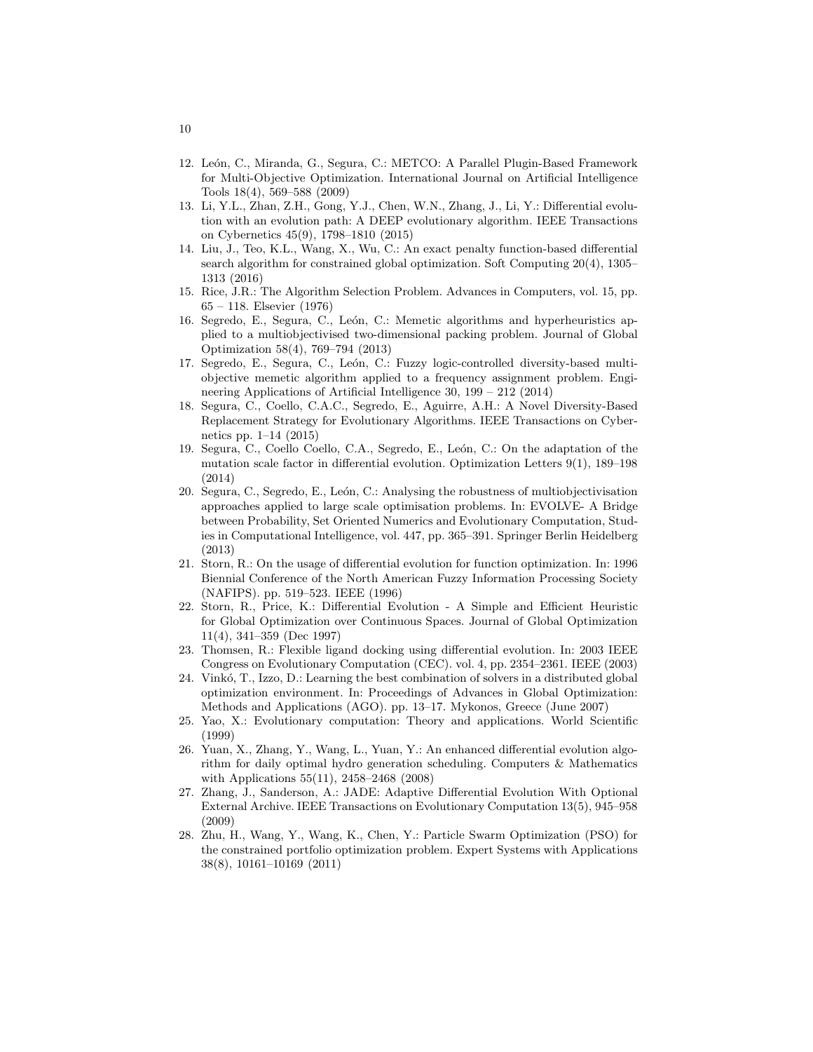12. León, C., Miranda, G., Segura, C.: METCO: A Parallel Plugin-Based Framework for Multi-Objective Optimization. International Journal on Artificial Intelligence Tools 18(4), 569–588 (2009)
13. Li, Y.L., Zhan, Z.H., Gong, Y.J., Chen, W.N., Zhang, J., Li, Y.: Differential evolution with an evolution path: A DEEP evolutionary algorithm. IEEE Transactions on Cybernetics 45(9), 1798–1810 (2015)
14. Liu, J., Teo, K.L., Wang, X., Wu, C.: An exact penalty function-based differential search algorithm for constrained global optimization. Soft Computing 20(4), 1305–1313 (2016)
15. Rice, J.R.: The Algorithm Selection Problem. Advances in Computers, vol. 15, pp. 65 – 118. Elsevier (1976)
16. Segredo, E., Segura, C., León, C.: Memetic algorithms and hyperheuristics applied to a multiobjectivised two-dimensional packing problem. Journal of Global Optimization 58(4), 769–794 (2013)
17. Segredo, E., Segura, C., León, C.: Fuzzy logic-controlled diversity-based multiobjective memetic algorithm applied to a frequency assignment problem. Engineering Applications of Artificial Intelligence 30, 199 – 212 (2014)
18. Segura, C., Coello, C.A.C., Segredo, E., Aguirre, A.H.: A Novel Diversity-Based Replacement Strategy for Evolutionary Algorithms. IEEE Transactions on Cybernetics pp. 1–14 (2015)
19. Segura, C., Coello Coello, C.A., Segredo, E., León, C.: On the adaptation of the mutation scale factor in differential evolution. Optimization Letters 9(1), 189–198 (2014)
20. Segura, C., Segredo, E., León, C.: Analysing the robustness of multiobjectivisation approaches applied to large scale optimisation problems. In: EVOLVE- A Bridge between Probability, Set Oriented Numerics and Evolutionary Computation, Studies in Computational Intelligence, vol. 447, pp. 365–391. Springer Berlin Heidelberg (2013)
21. Storn, R.: On the usage of differential evolution for function optimization. In: 1996 Biennial Conference of the North American Fuzzy Information Processing Society (NAFIPS). pp. 519–523. IEEE (1996)
22. Storn, R., Price, K.: Differential Evolution - A Simple and Efficient Heuristic for Global Optimization over Continuous Spaces. Journal of Global Optimization 11(4), 341–359 (Dec 1997)
23. Thomsen, R.: Flexible ligand docking using differential evolution. In: 2003 IEEE Congress on Evolutionary Computation (CEC). vol. 4, pp. 2354–2361. IEEE (2003)
24. Vinkó, T., Izzo, D.: Learning the best combination of solvers in a distributed global optimization environment. In: Proceedings of Advances in Global Optimization: Methods and Applications (AGO). pp. 13–17. Mykonos, Greece (June 2007)
25. Yao, X.: Evolutionary computation: Theory and applications. World Scientific (1999)
26. Yuan, X., Zhang, Y., Wang, L., Yuan, Y.: An enhanced differential evolution algorithm for daily optimal hydro generation scheduling. Computers & Mathematics with Applications 55(11), 2458–2468 (2008)
27. Zhang, J., Sanderson, A.: JADE: Adaptive Differential Evolution With Optional External Archive. IEEE Transactions on Evolutionary Computation 13(5), 945–958 (2009)
28. Zhu, H., Wang, Y., Wang, K., Chen, Y.: Particle Swarm Optimization (PSO) for the constrained portfolio optimization problem. Expert Systems with Applications 38(8), 10161–10169 (2011)